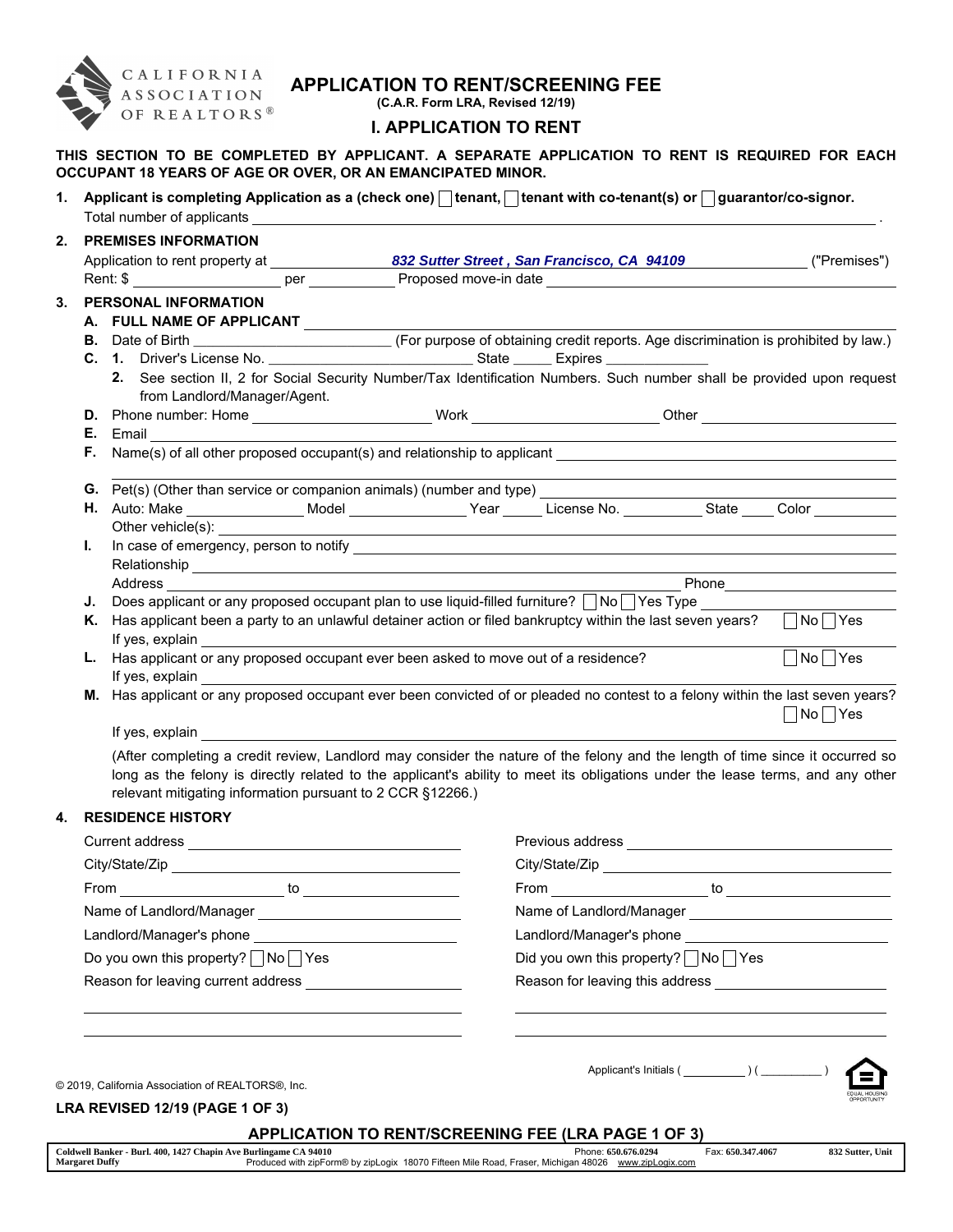# APPLICATION TO RENT/SCREENING FEE

**(C.A.R. Form LRA, Revised 12/19)**

## I. APPLICATION TO RENT

**THIS SECTION TO BE COMPLETED BY APPLICANT. A SEPARATE APPLICATION TO RENT IS REQUIRED FOR EACH OCCUPANT 18 YEARS OF AGE OR OVER, OR AN EMANCIPATED MINOR.**

1. **Applicant is completing Application as a (check one) ☐ tenant, ☐ tenant with co-tenant(s) or ☐ guarantor/co-signor.**
   Total number of applicants \_\_\_\_\_\_\_\_\_\_ .

2. **PREMISES INFORMATION**
   Application to rent property at *832 Sutter Street , San Francisco, CA 94109* ("Premises")
   Rent: $ \_\_\_\_\_\_\_\_\_\_ per \_\_\_\_\_\_\_\_\_\_ Proposed move-in date \_\_\_\_\_\_\_\_\_\_

3. **PERSONAL INFORMATION**
   **A. FULL NAME OF APPLICANT** \_\_\_\_\_\_\_\_\_\_
   **B.** Date of Birth \_\_\_\_\_\_\_\_\_\_ (For purpose of obtaining credit reports. Age discrimination is prohibited by law.)
   **C. 1.** Driver's License No. \_\_\_\_\_\_\_\_\_\_ State \_\_\_\_\_ Expires \_\_\_\_\_\_\_\_\_\_
   **2.** See section II, 2 for Social Security Number/Tax Identification Numbers. Such number shall be provided upon request from Landlord/Manager/Agent.
   **D.** Phone number: Home \_\_\_\_\_\_\_\_\_\_ Work \_\_\_\_\_\_\_\_\_\_ Other \_\_\_\_\_\_\_\_\_\_
   **E.** Email \_\_\_\_\_\_\_\_\_\_
   **F.** Name(s) of all other proposed occupant(s) and relationship to applicant \_\_\_\_\_\_\_\_\_\_
   **G.** Pet(s) (Other than service or companion animals) (number and type) \_\_\_\_\_\_\_\_\_\_
   **H.** Auto: Make \_\_\_\_\_\_\_\_\_\_ Model \_\_\_\_\_\_\_\_\_\_ Year \_\_\_\_\_ License No. \_\_\_\_\_\_\_\_\_\_ State \_\_\_\_ Color \_\_\_\_\_\_\_\_\_\_
   Other vehicle(s): \_\_\_\_\_\_\_\_\_\_
   **I.** In case of emergency, person to notify \_\_\_\_\_\_\_\_\_\_
   Relationship \_\_\_\_\_\_\_\_\_\_
   Address \_\_\_\_\_\_\_\_\_\_ Phone \_\_\_\_\_\_\_\_\_\_
   **J.** Does applicant or any proposed occupant plan to use liquid-filled furniture? ☐ No ☐ Yes Type \_\_\_\_\_\_\_\_\_\_
   **K.** Has applicant been a party to an unlawful detainer action or filed bankruptcy within the last seven years? ☐ No ☐ Yes
   If yes, explain \_\_\_\_\_\_\_\_\_\_
   **L.** Has applicant or any proposed occupant ever been asked to move out of a residence? ☐ No ☐ Yes
   If yes, explain \_\_\_\_\_\_\_\_\_\_
   **M.** Has applicant or any proposed occupant ever been convicted of or pleaded no contest to a felony within the last seven years? ☐ No ☐ Yes
   If yes, explain \_\_\_\_\_\_\_\_\_\_
   (After completing a credit review, Landlord may consider the nature of the felony and the length of time since it occurred so long as the felony is directly related to the applicant's ability to meet its obligations under the lease terms, and any other relevant mitigating information pursuant to 2 CCR §12266.)

4. **RESIDENCE HISTORY**

| Current | Previous |
| --- | --- |
| Current address \_\_\_\_\_\_\_\_\_\_ | Previous address \_\_\_\_\_\_\_\_\_\_ |
| City/State/Zip \_\_\_\_\_\_\_\_\_\_ | City/State/Zip \_\_\_\_\_\_\_\_\_\_ |
| From \_\_\_\_\_\_\_\_\_\_ to \_\_\_\_\_\_\_\_\_\_ | From \_\_\_\_\_\_\_\_\_\_ to \_\_\_\_\_\_\_\_\_\_ |
| Name of Landlord/Manager \_\_\_\_\_\_\_\_\_\_ | Name of Landlord/Manager \_\_\_\_\_\_\_\_\_\_ |
| Landlord/Manager's phone \_\_\_\_\_\_\_\_\_\_ | Landlord/Manager's phone \_\_\_\_\_\_\_\_\_\_ |
| Do you own this property? ☐ No ☐ Yes | Did you own this property? ☐ No ☐ Yes |
| Reason for leaving current address \_\_\_\_\_\_\_\_\_\_ | Reason for leaving this address \_\_\_\_\_\_\_\_\_\_ |

Applicant's Initials ( \_\_\_\_\_\_\_\_\_\_ ) ( \_\_\_\_\_\_\_\_\_\_ )

© 2019, California Association of REALTORS®, Inc.

**LRA REVISED 12/19 (PAGE 1 OF 3)**

**APPLICATION TO RENT/SCREENING FEE (LRA PAGE 1 OF 3)**

Coldwell Banker - Burl. 400, 1427 Chapin Ave Burlingame CA 94010 Phone: 650.676.0294 Fax: 650.347.4067 832 Sutter, Unit
Margaret Duffy Produced with zipForm® by zipLogix 18070 Fifteen Mile Road, Fraser, Michigan 48026 www.zipLogix.com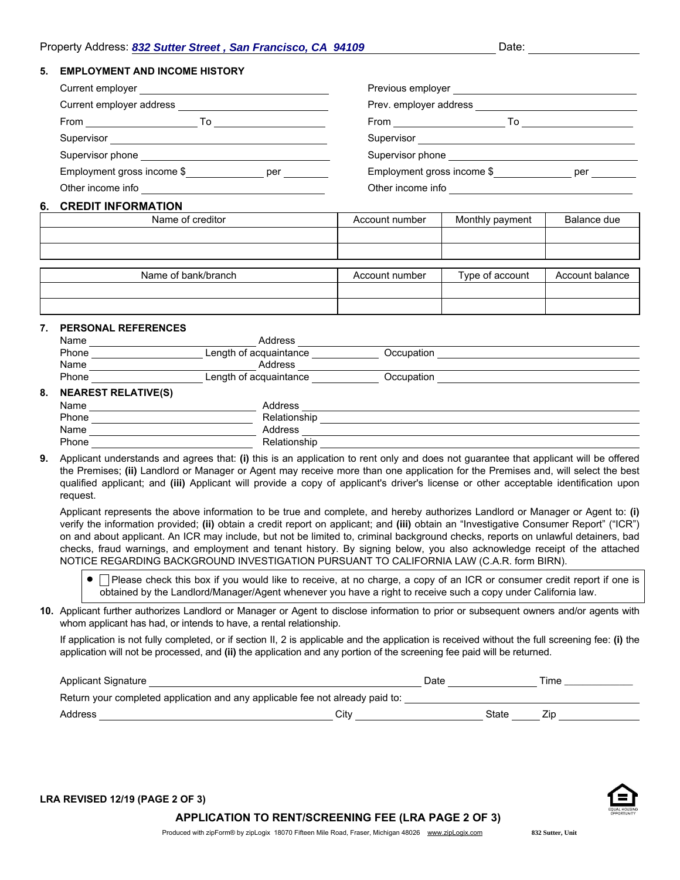Property Address: ***832 Sutter Street , San Francisco, CA 94109*** Date: ___________

## 5. EMPLOYMENT AND INCOME HISTORY

Current employer ___________________________

Current employer address ___________________________

From ____________ To ____________

Supervisor ___________________________

Supervisor phone ___________________________

Employment gross income $____________ per ________

Other income info ___________________________

Previous employer ___________________________

Prev. employer address ___________________________

From ____________ To ____________

Supervisor ___________________________

Supervisor phone ___________________________

Employment gross income $____________ per ________

Other income info ___________________________

## 6. CREDIT INFORMATION

| Name of creditor | Account number | Monthly payment | Balance due |
|---|---|---|---|
| | | | |
| | | | |

| Name of bank/branch | Account number | Type of account | Account balance |
|---|---|---|---|
| | | | |
| | | | |

## 7. PERSONAL REFERENCES

Name ____________________ Address ___________________________

Phone ____________ Length of acquaintance ________ Occupation ____________________

Name ____________________ Address ___________________________

Phone ____________ Length of acquaintance ________ Occupation ____________________

## 8. NEAREST RELATIVE(S)

Name ____________________ Address ___________________________

Phone ____________________ Relationship ___________________________

Name ____________________ Address ___________________________

Phone ____________________ Relationship ___________________________

**9.** Applicant understands and agrees that: **(i)** this is an application to rent only and does not guarantee that applicant will be offered the Premises; **(ii)** Landlord or Manager or Agent may receive more than one application for the Premises and, will select the best qualified applicant; and **(iii)** Applicant will provide a copy of applicant's driver's license or other acceptable identification upon request.

Applicant represents the above information to be true and complete, and hereby authorizes Landlord or Manager or Agent to: **(i)** verify the information provided; **(ii)** obtain a credit report on applicant; and **(iii)** obtain an "Investigative Consumer Report" ("ICR") on and about applicant. An ICR may include, but not be limited to, criminal background checks, reports on unlawful detainers, bad checks, fraud warnings, and employment and tenant history. By signing below, you also acknowledge receipt of the attached NOTICE REGARDING BACKGROUND INVESTIGATION PURSUANT TO CALIFORNIA LAW (C.A.R. form BIRN).

- ☐ Please check this box if you would like to receive, at no charge, a copy of an ICR or consumer credit report if one is obtained by the Landlord/Manager/Agent whenever you have a right to receive such a copy under California law.

**10.** Applicant further authorizes Landlord or Manager or Agent to disclose information to prior or subsequent owners and/or agents with whom applicant has had, or intends to have, a rental relationship.

If application is not fully completed, or if section II, 2 is applicable and the application is received without the full screening fee: **(i)** the application will not be processed, and **(ii)** the application and any portion of the screening fee paid will be returned.

Applicant Signature ___________________________ Date ____________ Time ____________

Return your completed application and any applicable fee not already paid to: ____________________

Address ____________________ City ____________ State ______ Zip ____________

**LRA REVISED 12/19 (PAGE 2 OF 3)**

**APPLICATION TO RENT/SCREENING FEE (LRA PAGE 2 OF 3)**

Produced with zipForm® by zipLogix 18070 Fifteen Mile Road, Fraser, Michigan 48026 www.zipLogix.com 832 Sutter, Unit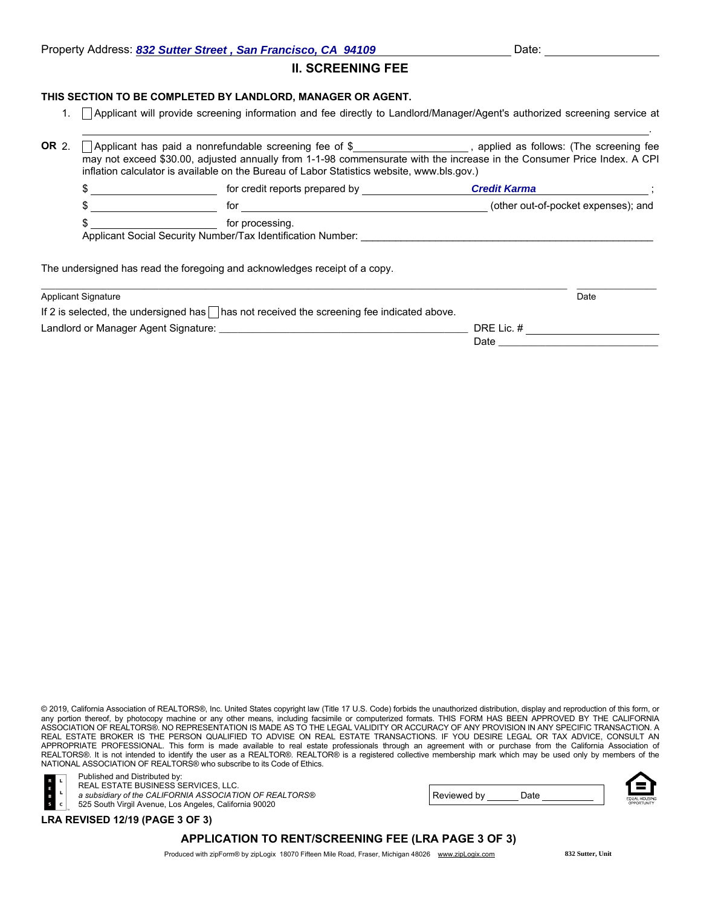Property Address: ***832 Sutter Street , San Francisco, CA 94109*** Date: ____________

## II. SCREENING FEE

**THIS SECTION TO BE COMPLETED BY LANDLORD, MANAGER OR AGENT.**

1. ☐ Applicant will provide screening information and fee directly to Landlord/Manager/Agent's authorized screening service at ______________________________________________.

**OR** 2. ☐ Applicant has paid a nonrefundable screening fee of $______________, applied as follows: (The screening fee may not exceed $30.00, adjusted annually from 1-1-98 commensurate with the increase in the Consumer Price Index. A CPI inflation calculator is available on the Bureau of Labor Statistics website, www.bls.gov.)

$ ______________ for credit reports prepared by ***Credit Karma*** ;

$ ______________ for ______________________________ (other out-of-pocket expenses); and

$ ______________ for processing.

Applicant Social Security Number/Tax Identification Number: ______________________________

The undersigned has read the foregoing and acknowledges receipt of a copy.

______________________________________________ ______________

Applicant Signature Date

If 2 is selected, the undersigned has ☐ has not received the screening fee indicated above.

Landlord or Manager Agent Signature: ______________________________ DRE Lic. # ______________

Date ______________

© 2019, California Association of REALTORS®, Inc. United States copyright law (Title 17 U.S. Code) forbids the unauthorized distribution, display and reproduction of this form, or any portion thereof, by photocopy machine or any other means, including facsimile or computerized formats. THIS FORM HAS BEEN APPROVED BY THE CALIFORNIA ASSOCIATION OF REALTORS®. NO REPRESENTATION IS MADE AS TO THE LEGAL VALIDITY OR ACCURACY OF ANY PROVISION IN ANY SPECIFIC TRANSACTION. A REAL ESTATE BROKER IS THE PERSON QUALIFIED TO ADVISE ON REAL ESTATE TRANSACTIONS. IF YOU DESIRE LEGAL OR TAX ADVICE, CONSULT AN APPROPRIATE PROFESSIONAL. This form is made available to real estate professionals through an agreement with or purchase from the California Association of REALTORS®. It is not intended to identify the user as a REALTOR®. REALTOR® is a registered collective membership mark which may be used only by members of the NATIONAL ASSOCIATION OF REALTORS® who subscribe to its Code of Ethics.

Published and Distributed by:
REAL ESTATE BUSINESS SERVICES, LLC.
*a subsidiary of the CALIFORNIA ASSOCIATION OF REALTORS®*
525 South Virgil Avenue, Los Angeles, California 90020

Reviewed by ______ Date __________

**LRA REVISED 12/19 (PAGE 3 OF 3)**

**APPLICATION TO RENT/SCREENING FEE (LRA PAGE 3 OF 3)**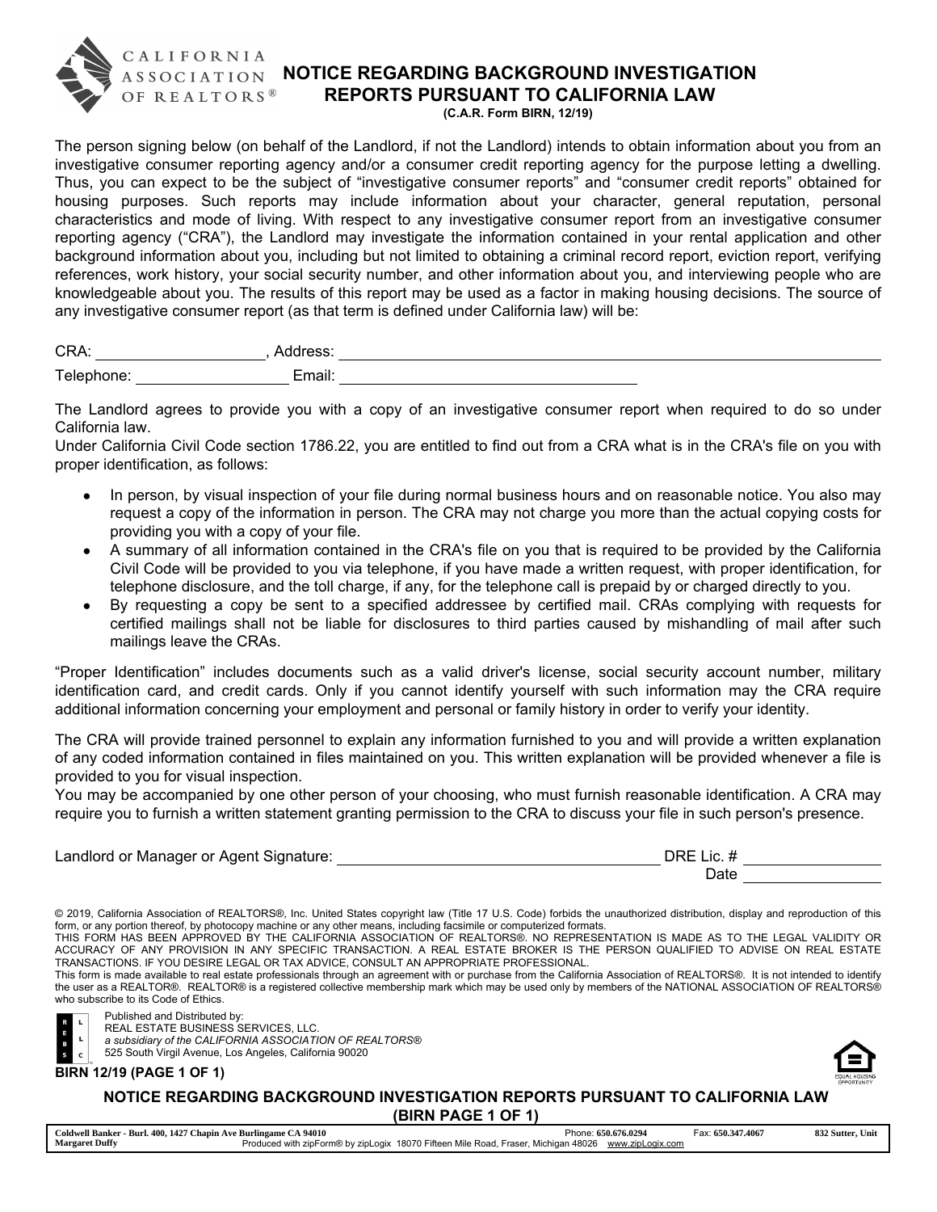# NOTICE REGARDING BACKGROUND INVESTIGATION REPORTS PURSUANT TO CALIFORNIA LAW

**(C.A.R. Form BIRN, 12/19)**

The person signing below (on behalf of the Landlord, if not the Landlord) intends to obtain information about you from an investigative consumer reporting agency and/or a consumer credit reporting agency for the purpose letting a dwelling. Thus, you can expect to be the subject of "investigative consumer reports" and "consumer credit reports" obtained for housing purposes. Such reports may include information about your character, general reputation, personal characteristics and mode of living. With respect to any investigative consumer report from an investigative consumer reporting agency ("CRA"), the Landlord may investigate the information contained in your rental application and other background information about you, including but not limited to obtaining a criminal record report, eviction report, verifying references, work history, your social security number, and other information about you, and interviewing people who are knowledgeable about you. The results of this report may be used as a factor in making housing decisions. The source of any investigative consumer report (as that term is defined under California law) will be:

CRA: ____________________, Address: ________________________________________

Telephone: __________________ Email: ____________________________________

The Landlord agrees to provide you with a copy of an investigative consumer report when required to do so under California law.

Under California Civil Code section 1786.22, you are entitled to find out from a CRA what is in the CRA's file on you with proper identification, as follows:

- In person, by visual inspection of your file during normal business hours and on reasonable notice. You also may request a copy of the information in person. The CRA may not charge you more than the actual copying costs for providing you with a copy of your file.
- A summary of all information contained in the CRA's file on you that is required to be provided by the California Civil Code will be provided to you via telephone, if you have made a written request, with proper identification, for telephone disclosure, and the toll charge, if any, for the telephone call is prepaid by or charged directly to you.
- By requesting a copy be sent to a specified addressee by certified mail. CRAs complying with requests for certified mailings shall not be liable for disclosures to third parties caused by mishandling of mail after such mailings leave the CRAs.

"Proper Identification" includes documents such as a valid driver's license, social security account number, military identification card, and credit cards. Only if you cannot identify yourself with such information may the CRA require additional information concerning your employment and personal or family history in order to verify your identity.

The CRA will provide trained personnel to explain any information furnished to you and will provide a written explanation of any coded information contained in files maintained on you. This written explanation will be provided whenever a file is provided to you for visual inspection.

You may be accompanied by one other person of your choosing, who must furnish reasonable identification. A CRA may require you to furnish a written statement granting permission to the CRA to discuss your file in such person's presence.

Landlord or Manager or Agent Signature: ______________________________ DRE Lic. # ______________

Date ______________

© 2019, California Association of REALTORS®, Inc. United States copyright law (Title 17 U.S. Code) forbids the unauthorized distribution, display and reproduction of this form, or any portion thereof, by photocopy machine or any other means, including facsimile or computerized formats.

THIS FORM HAS BEEN APPROVED BY THE CALIFORNIA ASSOCIATION OF REALTORS®. NO REPRESENTATION IS MADE AS TO THE LEGAL VALIDITY OR ACCURACY OF ANY PROVISION IN ANY SPECIFIC TRANSACTION. A REAL ESTATE BROKER IS THE PERSON QUALIFIED TO ADVISE ON REAL ESTATE TRANSACTIONS. IF YOU DESIRE LEGAL OR TAX ADVICE, CONSULT AN APPROPRIATE PROFESSIONAL.

This form is made available to real estate professionals through an agreement with or purchase from the California Association of REALTORS®. It is not intended to identify the user as a REALTOR®. REALTOR® is a registered collective membership mark which may be used only by members of the NATIONAL ASSOCIATION OF REALTORS® who subscribe to its Code of Ethics.

Published and Distributed by:
REAL ESTATE BUSINESS SERVICES, LLC.
*a subsidiary of the CALIFORNIA ASSOCIATION OF REALTORS®*
525 South Virgil Avenue, Los Angeles, California 90020

**BIRN 12/19 (PAGE 1 OF 1)**

**NOTICE REGARDING BACKGROUND INVESTIGATION REPORTS PURSUANT TO CALIFORNIA LAW (BIRN PAGE 1 OF 1)**

Coldwell Banker - Burl. 400, 1427 Chapin Ave Burlingame CA 94010 Phone: 650.676.0294 Fax: 650.347.4067 832 Sutter, Unit
Margaret Duffy Produced with zipForm® by zipLogix 18070 Fifteen Mile Road, Fraser, Michigan 48026 www.zipLogix.com